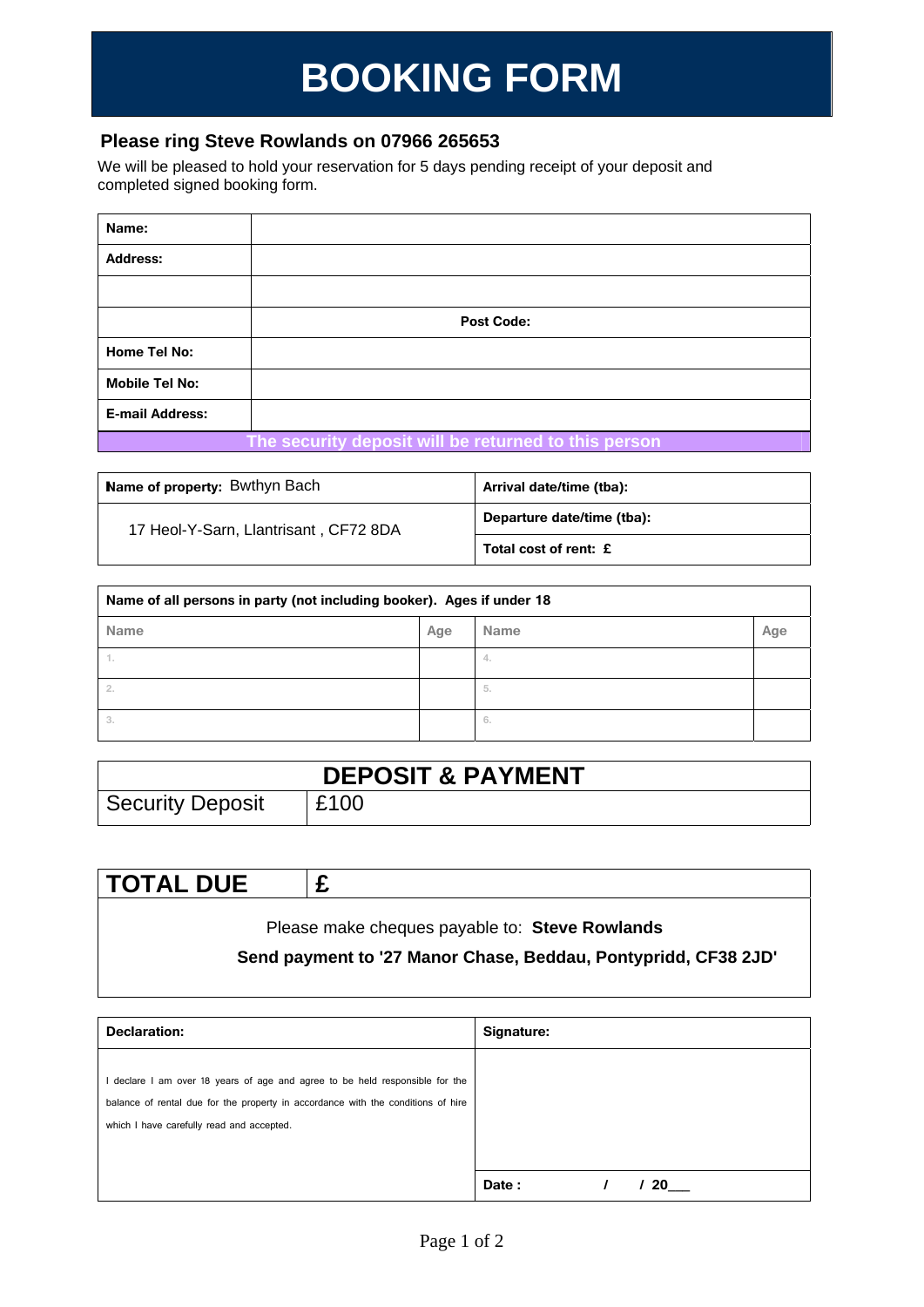# BOOKING FORM

**Please ring Steve Rowlands on 07966 265653**

We will be pleased to hold your reservation for 5 days pending receipt of your deposit and completed signed booking form.

| | |
|---|---|
| **Name:** | |
| **Address:** | |
| | |
| | **Post Code:** |
| **Home Tel No:** | |
| **Mobile Tel No:** | |
| **E-mail Address:** | |

**The security deposit will be returned to this person**

| | |
|---|---|
| **Name of property:** Bwthyn Bach | **Arrival date/time (tba):** |
| 17 Heol-Y-Sarn, Llantrisant , CF72 8DA | **Departure date/time (tba):** |
| | **Total cost of rent: £** |

**Name of all persons in party (not including booker). Ages if under 18**

| Name | Age | Name | Age |
|---|---|---|---|
| 1. | | 4. | |
| 2. | | 5. | |
| 3. | | 6. | |

## DEPOSIT & PAYMENT

| | |
|---|---|
| Security Deposit | £100 |

| | |
|---|---|
| **TOTAL DUE** | **£** |

Please make cheques payable to: **Steve Rowlands**

**Send payment to '27 Manor Chase, Beddau, Pontypridd, CF38 2JD'**

| **Declaration:** | **Signature:** |
|---|---|
| I declare I am over 18 years of age and agree to be held responsible for the balance of rental due for the property in accordance with the conditions of hire which I have carefully read and accepted. | |
| | **Date :** / / 20___ |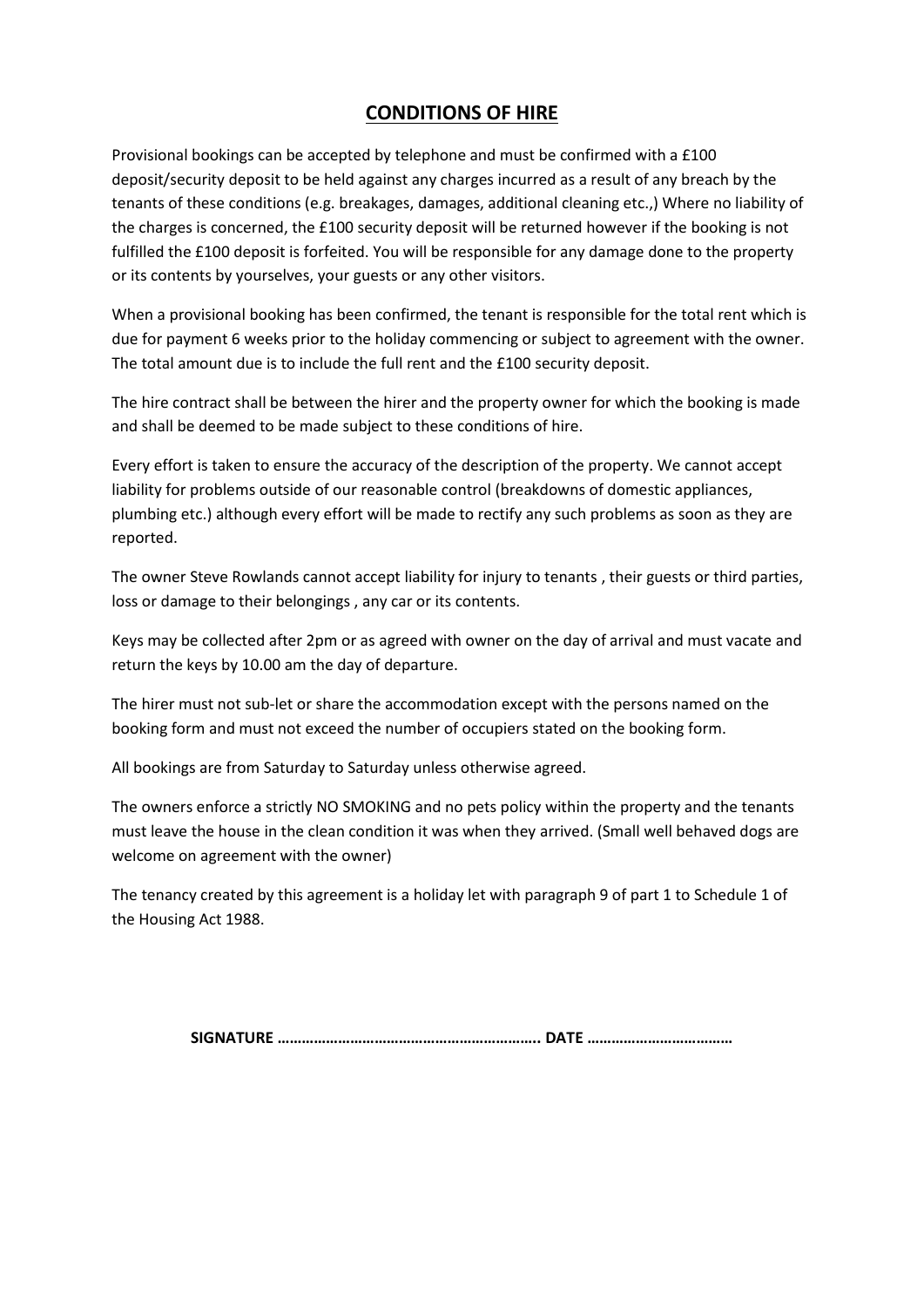## CONDITIONS OF HIRE

Provisional bookings can be accepted by telephone and must be confirmed with a £100 deposit/security deposit to be held against any charges incurred as a result of any breach by the tenants of these conditions (e.g. breakages, damages, additional cleaning etc.,) Where no liability of the charges is concerned, the £100 security deposit will be returned however if the booking is not fulfilled the £100 deposit is forfeited. You will be responsible for any damage done to the property or its contents by yourselves, your guests or any other visitors.

When a provisional booking has been confirmed, the tenant is responsible for the total rent which is due for payment 6 weeks prior to the holiday commencing or subject to agreement with the owner. The total amount due is to include the full rent and the £100 security deposit.

The hire contract shall be between the hirer and the property owner for which the booking is made and shall be deemed to be made subject to these conditions of hire.

Every effort is taken to ensure the accuracy of the description of the property. We cannot accept liability for problems outside of our reasonable control (breakdowns of domestic appliances, plumbing etc.) although every effort will be made to rectify any such problems as soon as they are reported.

The owner Steve Rowlands cannot accept liability for injury to tenants , their guests or third parties, loss or damage to their belongings , any car or its contents.

Keys may be collected after 2pm or as agreed with owner on the day of arrival and must vacate and return the keys by 10.00 am the day of departure.

The hirer must not sub-let or share the accommodation except with the persons named on the booking form and must not exceed the number of occupiers stated on the booking form.

All bookings are from Saturday to Saturday unless otherwise agreed.

The owners enforce a strictly NO SMOKING and no pets policy within the property and the tenants must leave the house in the clean condition it was when they arrived. (Small well behaved dogs are welcome on agreement with the owner)

The tenancy created by this agreement is a holiday let with paragraph 9 of part 1 to Schedule 1 of the Housing Act 1988.

**SIGNATURE ……………………………………………………….. DATE ……………………………**